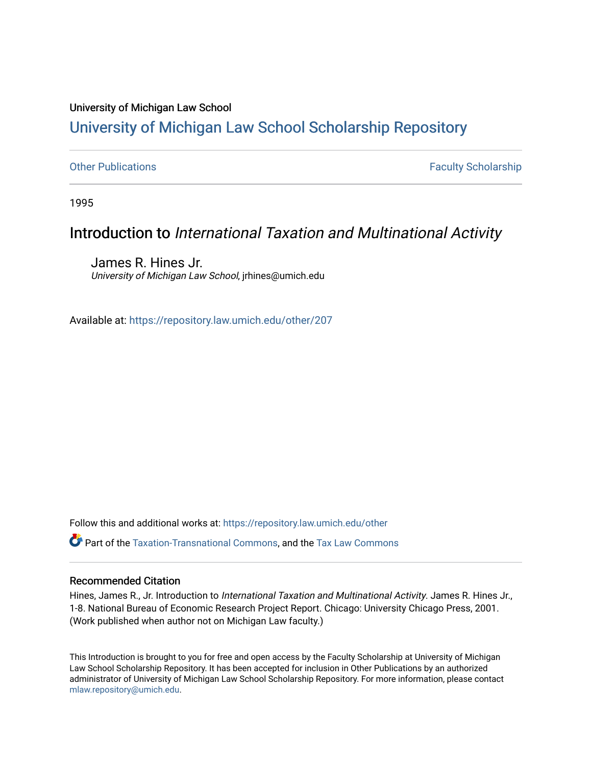University of Michigan Law School

# University of Michigan Law School Scholarship Repository

Other Publications

Faculty Scholarship

1995

## Introduction to *International Taxation and Multinational Activity*

James R. Hines Jr.
*University of Michigan Law School*, jrhines@umich.edu

Available at: https://repository.law.umich.edu/other/207

Follow this and additional works at: https://repository.law.umich.edu/other

Part of the Taxation-Transnational Commons, and the Tax Law Commons

### Recommended Citation

Hines, James R., Jr. Introduction to *International Taxation and Multinational Activity*. James R. Hines Jr., 1-8. National Bureau of Economic Research Project Report. Chicago: University Chicago Press, 2001. (Work published when author not on Michigan Law faculty.)

This Introduction is brought to you for free and open access by the Faculty Scholarship at University of Michigan Law School Scholarship Repository. It has been accepted for inclusion in Other Publications by an authorized administrator of University of Michigan Law School Scholarship Repository. For more information, please contact mlaw.repository@umich.edu.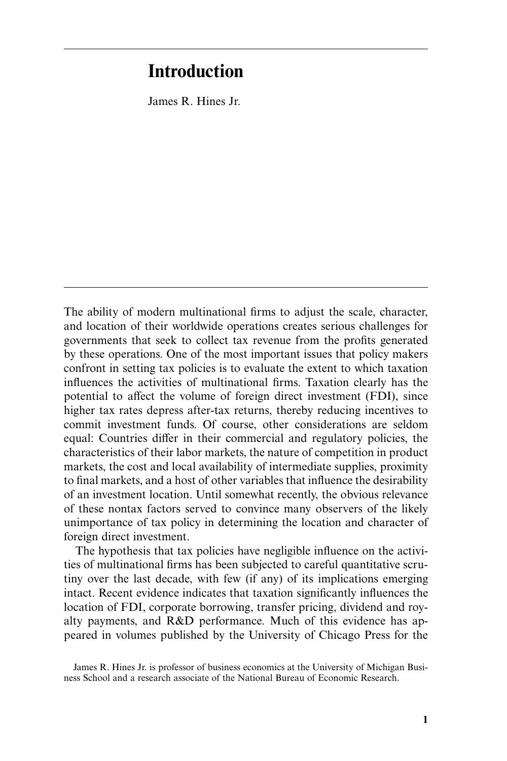# Introduction

James R. Hines Jr.

The ability of modern multinational firms to adjust the scale, character, and location of their worldwide operations creates serious challenges for governments that seek to collect tax revenue from the profits generated by these operations. One of the most important issues that policy makers confront in setting tax policies is to evaluate the extent to which taxation influences the activities of multinational firms. Taxation clearly has the potential to affect the volume of foreign direct investment (FDI), since higher tax rates depress after-tax returns, thereby reducing incentives to commit investment funds. Of course, other considerations are seldom equal: Countries differ in their commercial and regulatory policies, the characteristics of their labor markets, the nature of competition in product markets, the cost and local availability of intermediate supplies, proximity to final markets, and a host of other variables that influence the desirability of an investment location. Until somewhat recently, the obvious relevance of these nontax factors served to convince many observers of the likely unimportance of tax policy in determining the location and character of foreign direct investment.

The hypothesis that tax policies have negligible influence on the activities of multinational firms has been subjected to careful quantitative scrutiny over the last decade, with few (if any) of its implications emerging intact. Recent evidence indicates that taxation significantly influences the location of FDI, corporate borrowing, transfer pricing, dividend and royalty payments, and R&D performance. Much of this evidence has appeared in volumes published by the University of Chicago Press for the

James R. Hines Jr. is professor of business economics at the University of Michigan Business School and a research associate of the National Bureau of Economic Research.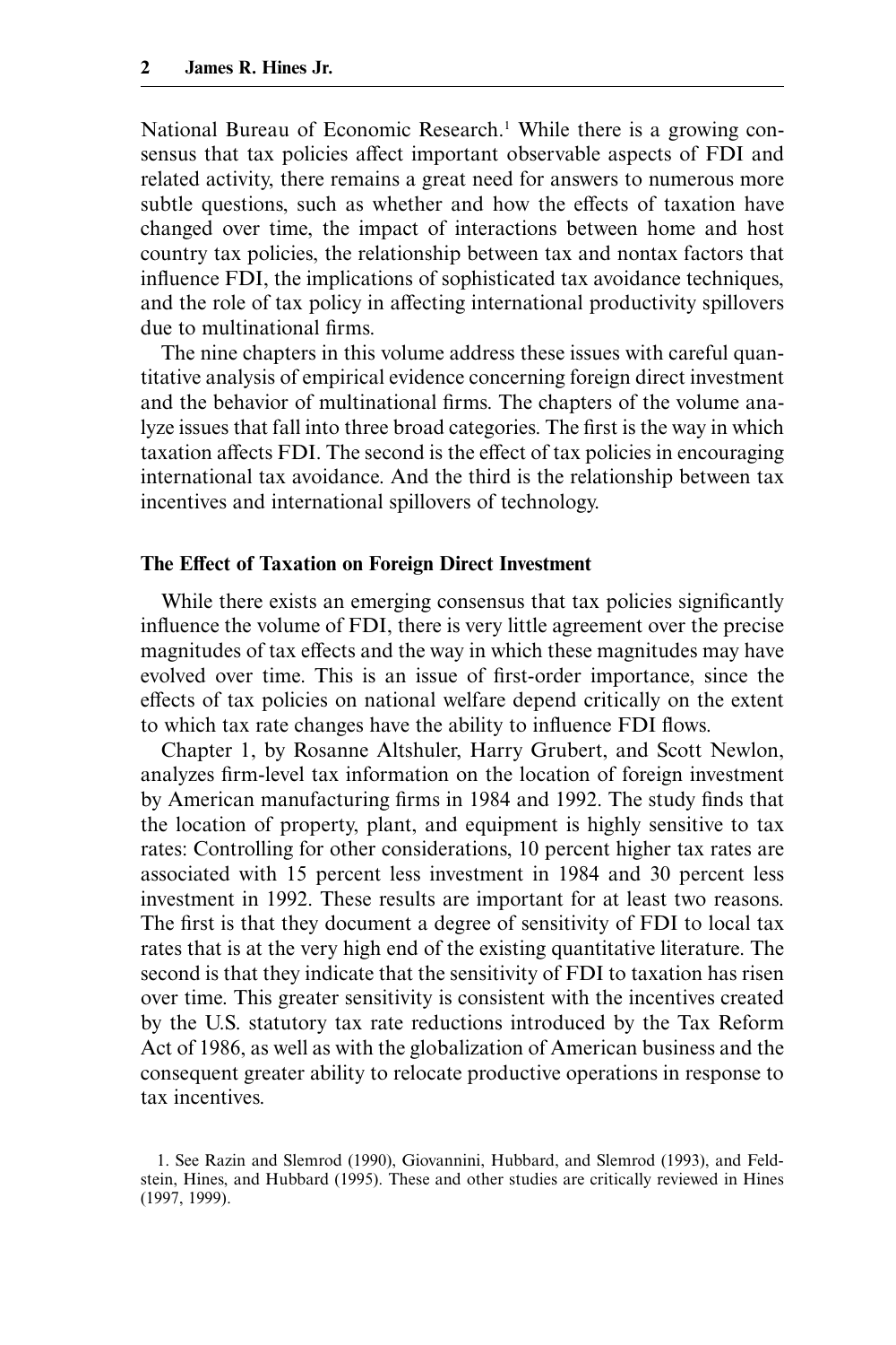National Bureau of Economic Research.[1] While there is a growing consensus that tax policies affect important observable aspects of FDI and related activity, there remains a great need for answers to numerous more subtle questions, such as whether and how the effects of taxation have changed over time, the impact of interactions between home and host country tax policies, the relationship between tax and nontax factors that influence FDI, the implications of sophisticated tax avoidance techniques, and the role of tax policy in affecting international productivity spillovers due to multinational firms.

The nine chapters in this volume address these issues with careful quantitative analysis of empirical evidence concerning foreign direct investment and the behavior of multinational firms. The chapters of the volume analyze issues that fall into three broad categories. The first is the way in which taxation affects FDI. The second is the effect of tax policies in encouraging international tax avoidance. And the third is the relationship between tax incentives and international spillovers of technology.

### The Effect of Taxation on Foreign Direct Investment

While there exists an emerging consensus that tax policies significantly influence the volume of FDI, there is very little agreement over the precise magnitudes of tax effects and the way in which these magnitudes may have evolved over time. This is an issue of first-order importance, since the effects of tax policies on national welfare depend critically on the extent to which tax rate changes have the ability to influence FDI flows.

Chapter 1, by Rosanne Altshuler, Harry Grubert, and Scott Newlon, analyzes firm-level tax information on the location of foreign investment by American manufacturing firms in 1984 and 1992. The study finds that the location of property, plant, and equipment is highly sensitive to tax rates: Controlling for other considerations, 10 percent higher tax rates are associated with 15 percent less investment in 1984 and 30 percent less investment in 1992. These results are important for at least two reasons. The first is that they document a degree of sensitivity of FDI to local tax rates that is at the very high end of the existing quantitative literature. The second is that they indicate that the sensitivity of FDI to taxation has risen over time. This greater sensitivity is consistent with the incentives created by the U.S. statutory tax rate reductions introduced by the Tax Reform Act of 1986, as well as with the globalization of American business and the consequent greater ability to relocate productive operations in response to tax incentives.

1. See Razin and Slemrod (1990), Giovannini, Hubbard, and Slemrod (1993), and Feldstein, Hines, and Hubbard (1995). These and other studies are critically reviewed in Hines (1997, 1999).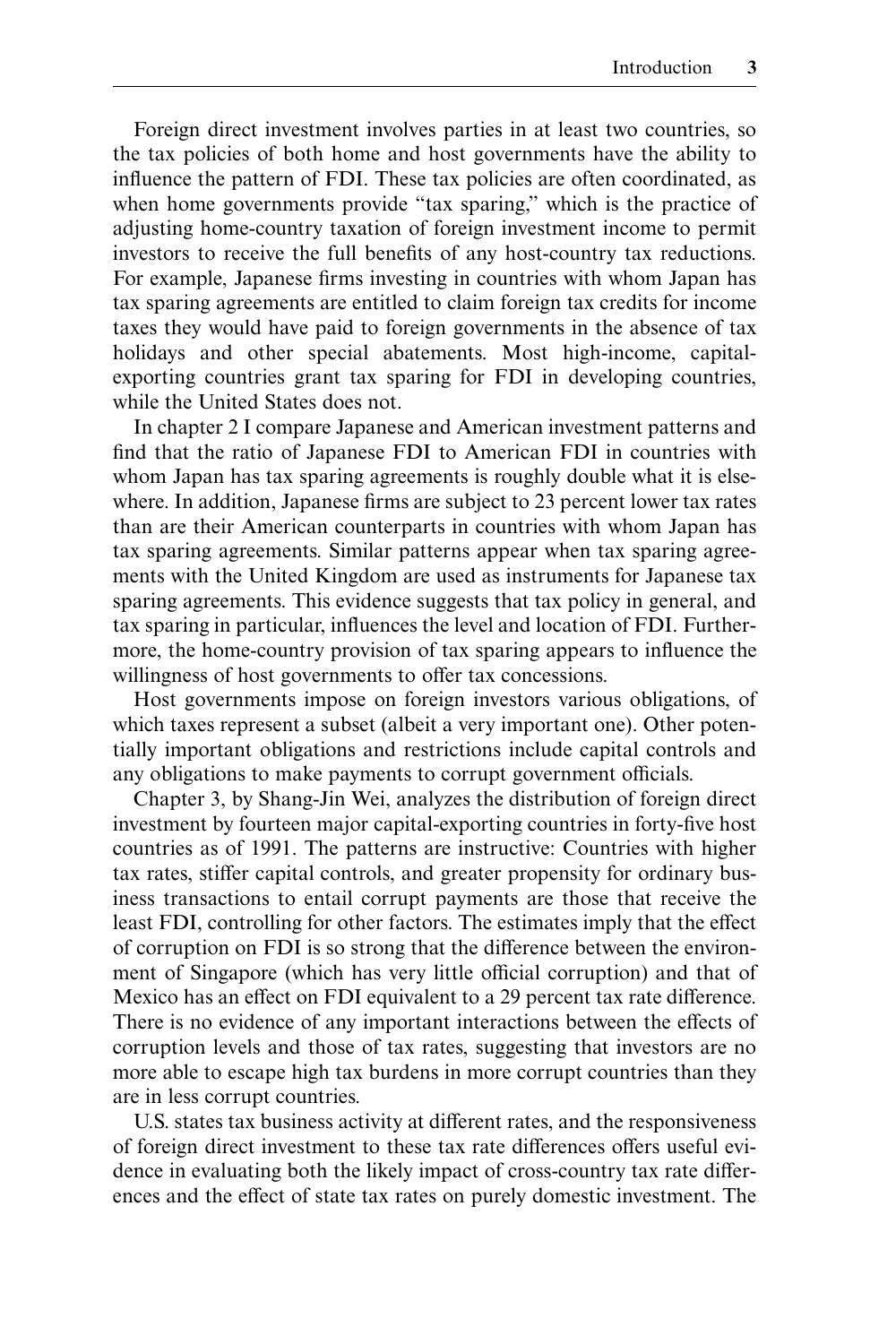Foreign direct investment involves parties in at least two countries, so the tax policies of both home and host governments have the ability to influence the pattern of FDI. These tax policies are often coordinated, as when home governments provide "tax sparing," which is the practice of adjusting home-country taxation of foreign investment income to permit investors to receive the full benefits of any host-country tax reductions. For example, Japanese firms investing in countries with whom Japan has tax sparing agreements are entitled to claim foreign tax credits for income taxes they would have paid to foreign governments in the absence of tax holidays and other special abatements. Most high-income, capital-exporting countries grant tax sparing for FDI in developing countries, while the United States does not.

In chapter 2 I compare Japanese and American investment patterns and find that the ratio of Japanese FDI to American FDI in countries with whom Japan has tax sparing agreements is roughly double what it is elsewhere. In addition, Japanese firms are subject to 23 percent lower tax rates than are their American counterparts in countries with whom Japan has tax sparing agreements. Similar patterns appear when tax sparing agreements with the United Kingdom are used as instruments for Japanese tax sparing agreements. This evidence suggests that tax policy in general, and tax sparing in particular, influences the level and location of FDI. Furthermore, the home-country provision of tax sparing appears to influence the willingness of host governments to offer tax concessions.

Host governments impose on foreign investors various obligations, of which taxes represent a subset (albeit a very important one). Other potentially important obligations and restrictions include capital controls and any obligations to make payments to corrupt government officials.

Chapter 3, by Shang-Jin Wei, analyzes the distribution of foreign direct investment by fourteen major capital-exporting countries in forty-five host countries as of 1991. The patterns are instructive: Countries with higher tax rates, stiffer capital controls, and greater propensity for ordinary business transactions to entail corrupt payments are those that receive the least FDI, controlling for other factors. The estimates imply that the effect of corruption on FDI is so strong that the difference between the environment of Singapore (which has very little official corruption) and that of Mexico has an effect on FDI equivalent to a 29 percent tax rate difference. There is no evidence of any important interactions between the effects of corruption levels and those of tax rates, suggesting that investors are no more able to escape high tax burdens in more corrupt countries than they are in less corrupt countries.

U.S. states tax business activity at different rates, and the responsiveness of foreign direct investment to these tax rate differences offers useful evidence in evaluating both the likely impact of cross-country tax rate differences and the effect of state tax rates on purely domestic investment. The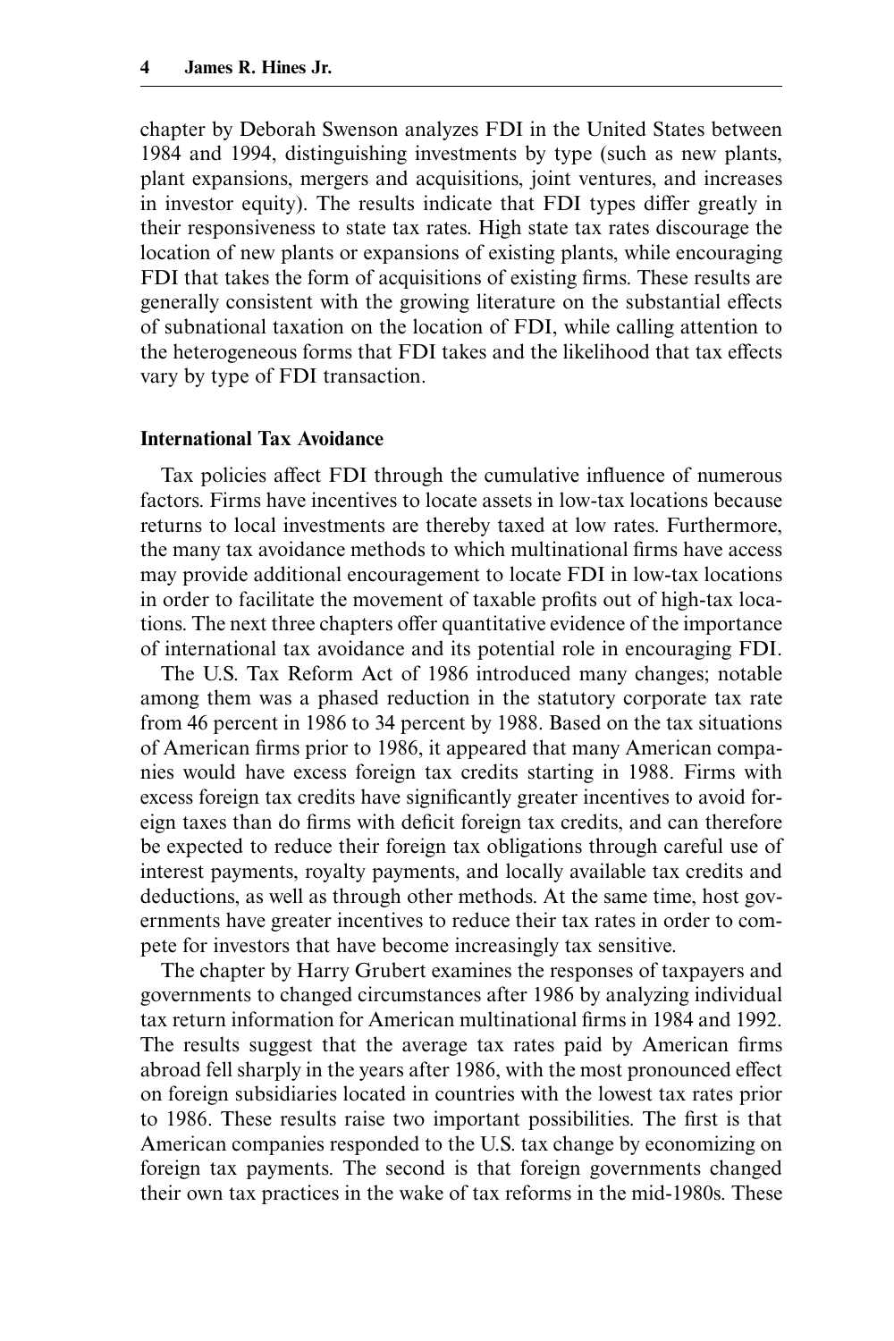chapter by Deborah Swenson analyzes FDI in the United States between 1984 and 1994, distinguishing investments by type (such as new plants, plant expansions, mergers and acquisitions, joint ventures, and increases in investor equity). The results indicate that FDI types differ greatly in their responsiveness to state tax rates. High state tax rates discourage the location of new plants or expansions of existing plants, while encouraging FDI that takes the form of acquisitions of existing firms. These results are generally consistent with the growing literature on the substantial effects of subnational taxation on the location of FDI, while calling attention to the heterogeneous forms that FDI takes and the likelihood that tax effects vary by type of FDI transaction.

### International Tax Avoidance

Tax policies affect FDI through the cumulative influence of numerous factors. Firms have incentives to locate assets in low-tax locations because returns to local investments are thereby taxed at low rates. Furthermore, the many tax avoidance methods to which multinational firms have access may provide additional encouragement to locate FDI in low-tax locations in order to facilitate the movement of taxable profits out of high-tax locations. The next three chapters offer quantitative evidence of the importance of international tax avoidance and its potential role in encouraging FDI.

The U.S. Tax Reform Act of 1986 introduced many changes; notable among them was a phased reduction in the statutory corporate tax rate from 46 percent in 1986 to 34 percent by 1988. Based on the tax situations of American firms prior to 1986, it appeared that many American companies would have excess foreign tax credits starting in 1988. Firms with excess foreign tax credits have significantly greater incentives to avoid foreign taxes than do firms with deficit foreign tax credits, and can therefore be expected to reduce their foreign tax obligations through careful use of interest payments, royalty payments, and locally available tax credits and deductions, as well as through other methods. At the same time, host governments have greater incentives to reduce their tax rates in order to compete for investors that have become increasingly tax sensitive.

The chapter by Harry Grubert examines the responses of taxpayers and governments to changed circumstances after 1986 by analyzing individual tax return information for American multinational firms in 1984 and 1992. The results suggest that the average tax rates paid by American firms abroad fell sharply in the years after 1986, with the most pronounced effect on foreign subsidiaries located in countries with the lowest tax rates prior to 1986. These results raise two important possibilities. The first is that American companies responded to the U.S. tax change by economizing on foreign tax payments. The second is that foreign governments changed their own tax practices in the wake of tax reforms in the mid-1980s. These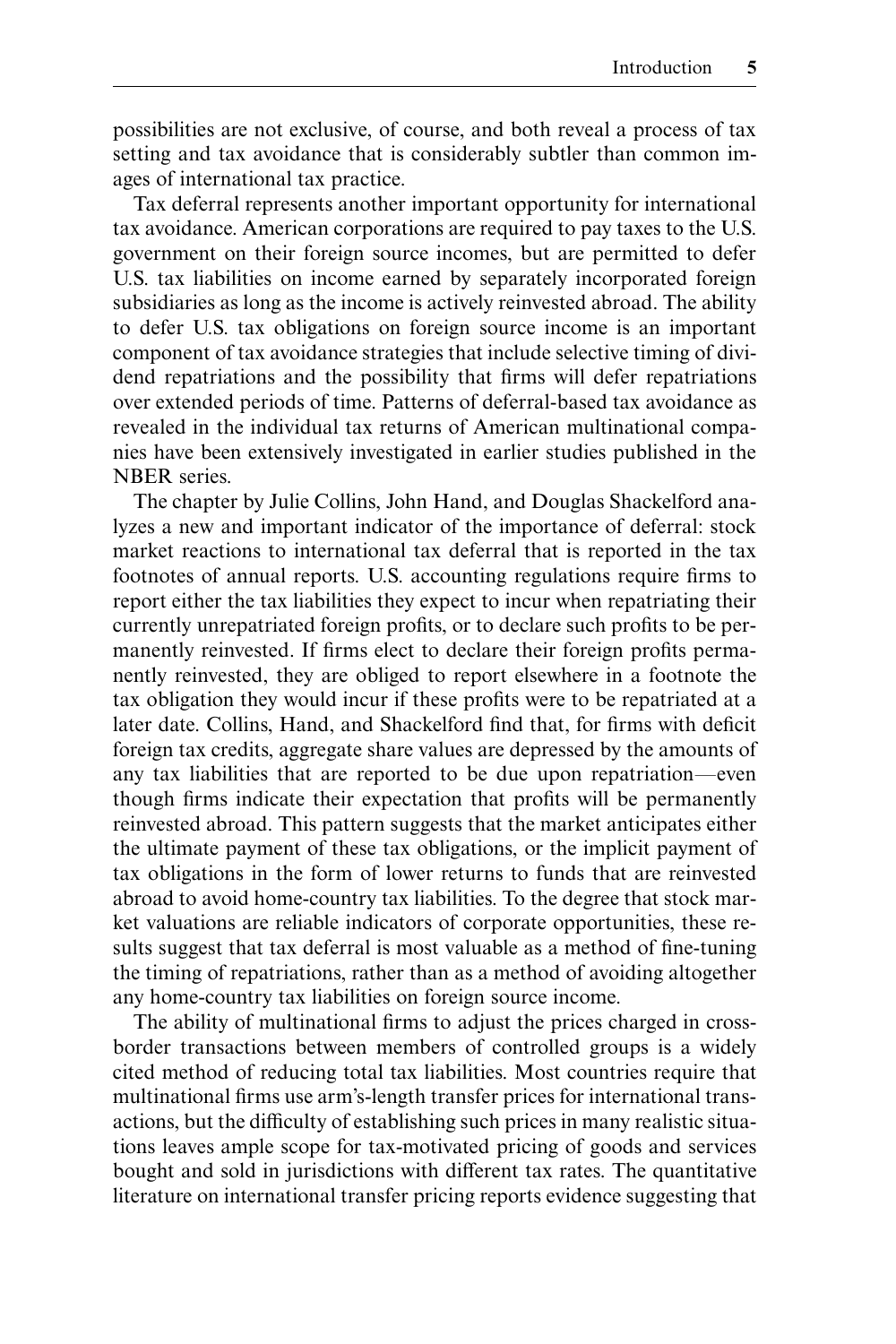possibilities are not exclusive, of course, and both reveal a process of tax setting and tax avoidance that is considerably subtler than common images of international tax practice.

Tax deferral represents another important opportunity for international tax avoidance. American corporations are required to pay taxes to the U.S. government on their foreign source incomes, but are permitted to defer U.S. tax liabilities on income earned by separately incorporated foreign subsidiaries as long as the income is actively reinvested abroad. The ability to defer U.S. tax obligations on foreign source income is an important component of tax avoidance strategies that include selective timing of dividend repatriations and the possibility that firms will defer repatriations over extended periods of time. Patterns of deferral-based tax avoidance as revealed in the individual tax returns of American multinational companies have been extensively investigated in earlier studies published in the NBER series.

The chapter by Julie Collins, John Hand, and Douglas Shackelford analyzes a new and important indicator of the importance of deferral: stock market reactions to international tax deferral that is reported in the tax footnotes of annual reports. U.S. accounting regulations require firms to report either the tax liabilities they expect to incur when repatriating their currently unrepatriated foreign profits, or to declare such profits to be permanently reinvested. If firms elect to declare their foreign profits permanently reinvested, they are obliged to report elsewhere in a footnote the tax obligation they would incur if these profits were to be repatriated at a later date. Collins, Hand, and Shackelford find that, for firms with deficit foreign tax credits, aggregate share values are depressed by the amounts of any tax liabilities that are reported to be due upon repatriation—even though firms indicate their expectation that profits will be permanently reinvested abroad. This pattern suggests that the market anticipates either the ultimate payment of these tax obligations, or the implicit payment of tax obligations in the form of lower returns to funds that are reinvested abroad to avoid home-country tax liabilities. To the degree that stock market valuations are reliable indicators of corporate opportunities, these results suggest that tax deferral is most valuable as a method of fine-tuning the timing of repatriations, rather than as a method of avoiding altogether any home-country tax liabilities on foreign source income.

The ability of multinational firms to adjust the prices charged in cross-border transactions between members of controlled groups is a widely cited method of reducing total tax liabilities. Most countries require that multinational firms use arm's-length transfer prices for international transactions, but the difficulty of establishing such prices in many realistic situations leaves ample scope for tax-motivated pricing of goods and services bought and sold in jurisdictions with different tax rates. The quantitative literature on international transfer pricing reports evidence suggesting that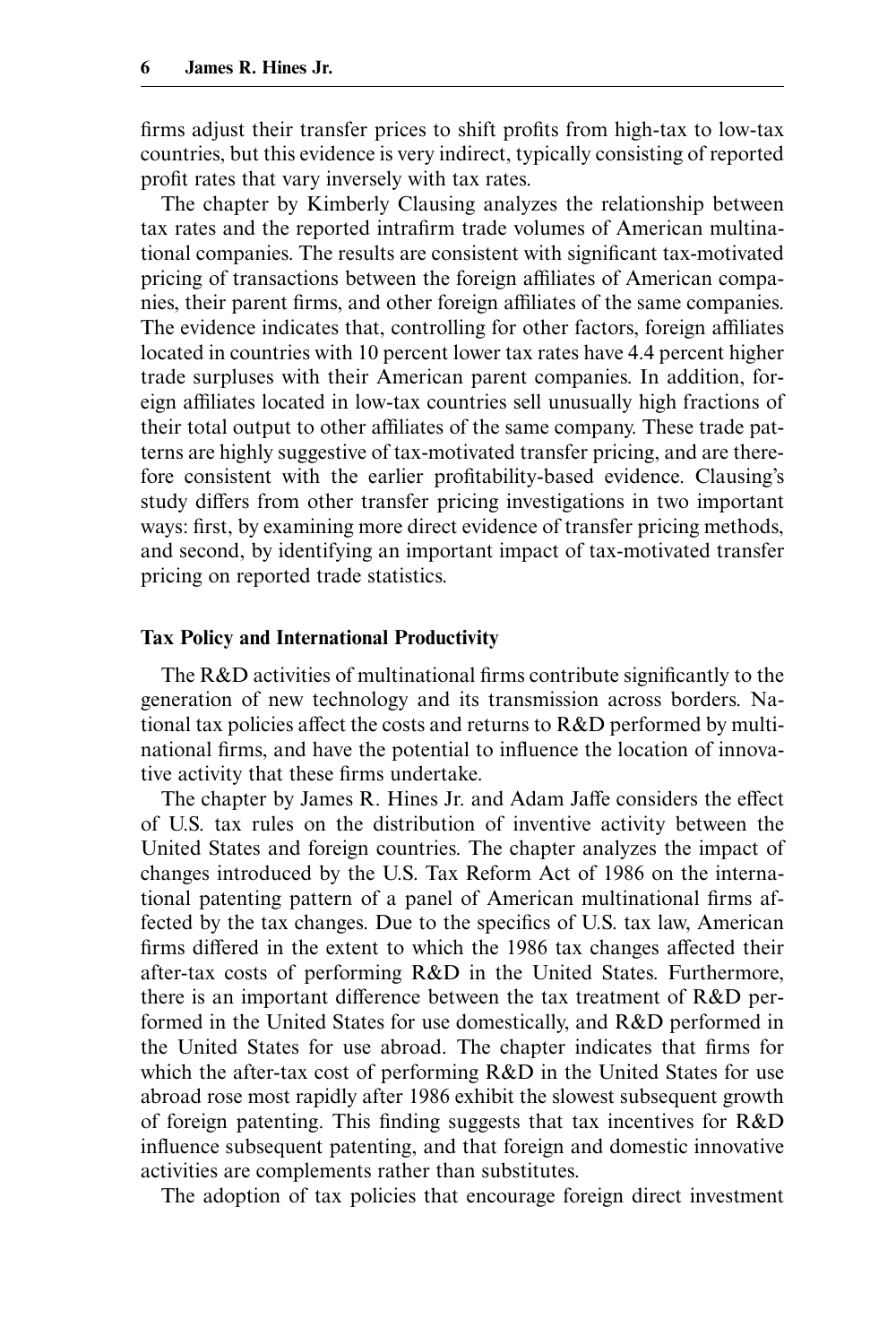firms adjust their transfer prices to shift profits from high-tax to low-tax countries, but this evidence is very indirect, typically consisting of reported profit rates that vary inversely with tax rates.

The chapter by Kimberly Clausing analyzes the relationship between tax rates and the reported intrafirm trade volumes of American multinational companies. The results are consistent with significant tax-motivated pricing of transactions between the foreign affiliates of American companies, their parent firms, and other foreign affiliates of the same companies. The evidence indicates that, controlling for other factors, foreign affiliates located in countries with 10 percent lower tax rates have 4.4 percent higher trade surpluses with their American parent companies. In addition, foreign affiliates located in low-tax countries sell unusually high fractions of their total output to other affiliates of the same company. These trade patterns are highly suggestive of tax-motivated transfer pricing, and are therefore consistent with the earlier profitability-based evidence. Clausing's study differs from other transfer pricing investigations in two important ways: first, by examining more direct evidence of transfer pricing methods, and second, by identifying an important impact of tax-motivated transfer pricing on reported trade statistics.

### Tax Policy and International Productivity

The R&D activities of multinational firms contribute significantly to the generation of new technology and its transmission across borders. National tax policies affect the costs and returns to R&D performed by multinational firms, and have the potential to influence the location of innovative activity that these firms undertake.

The chapter by James R. Hines Jr. and Adam Jaffe considers the effect of U.S. tax rules on the distribution of inventive activity between the United States and foreign countries. The chapter analyzes the impact of changes introduced by the U.S. Tax Reform Act of 1986 on the international patenting pattern of a panel of American multinational firms affected by the tax changes. Due to the specifics of U.S. tax law, American firms differed in the extent to which the 1986 tax changes affected their after-tax costs of performing R&D in the United States. Furthermore, there is an important difference between the tax treatment of R&D performed in the United States for use domestically, and R&D performed in the United States for use abroad. The chapter indicates that firms for which the after-tax cost of performing R&D in the United States for use abroad rose most rapidly after 1986 exhibit the slowest subsequent growth of foreign patenting. This finding suggests that tax incentives for R&D influence subsequent patenting, and that foreign and domestic innovative activities are complements rather than substitutes.

The adoption of tax policies that encourage foreign direct investment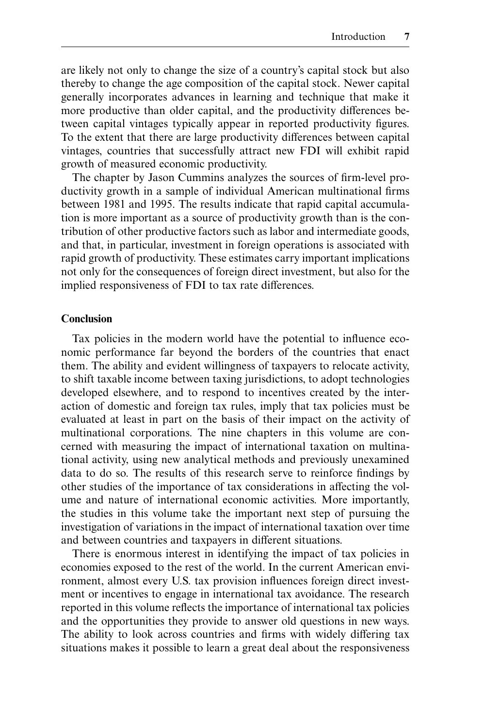are likely not only to change the size of a country's capital stock but also thereby to change the age composition of the capital stock. Newer capital generally incorporates advances in learning and technique that make it more productive than older capital, and the productivity differences between capital vintages typically appear in reported productivity figures. To the extent that there are large productivity differences between capital vintages, countries that successfully attract new FDI will exhibit rapid growth of measured economic productivity.

The chapter by Jason Cummins analyzes the sources of firm-level productivity growth in a sample of individual American multinational firms between 1981 and 1995. The results indicate that rapid capital accumulation is more important as a source of productivity growth than is the contribution of other productive factors such as labor and intermediate goods, and that, in particular, investment in foreign operations is associated with rapid growth of productivity. These estimates carry important implications not only for the consequences of foreign direct investment, but also for the implied responsiveness of FDI to tax rate differences.

## Conclusion

Tax policies in the modern world have the potential to influence economic performance far beyond the borders of the countries that enact them. The ability and evident willingness of taxpayers to relocate activity, to shift taxable income between taxing jurisdictions, to adopt technologies developed elsewhere, and to respond to incentives created by the interaction of domestic and foreign tax rules, imply that tax policies must be evaluated at least in part on the basis of their impact on the activity of multinational corporations. The nine chapters in this volume are concerned with measuring the impact of international taxation on multinational activity, using new analytical methods and previously unexamined data to do so. The results of this research serve to reinforce findings by other studies of the importance of tax considerations in affecting the volume and nature of international economic activities. More importantly, the studies in this volume take the important next step of pursuing the investigation of variations in the impact of international taxation over time and between countries and taxpayers in different situations.

There is enormous interest in identifying the impact of tax policies in economies exposed to the rest of the world. In the current American environment, almost every U.S. tax provision influences foreign direct investment or incentives to engage in international tax avoidance. The research reported in this volume reflects the importance of international tax policies and the opportunities they provide to answer old questions in new ways. The ability to look across countries and firms with widely differing tax situations makes it possible to learn a great deal about the responsiveness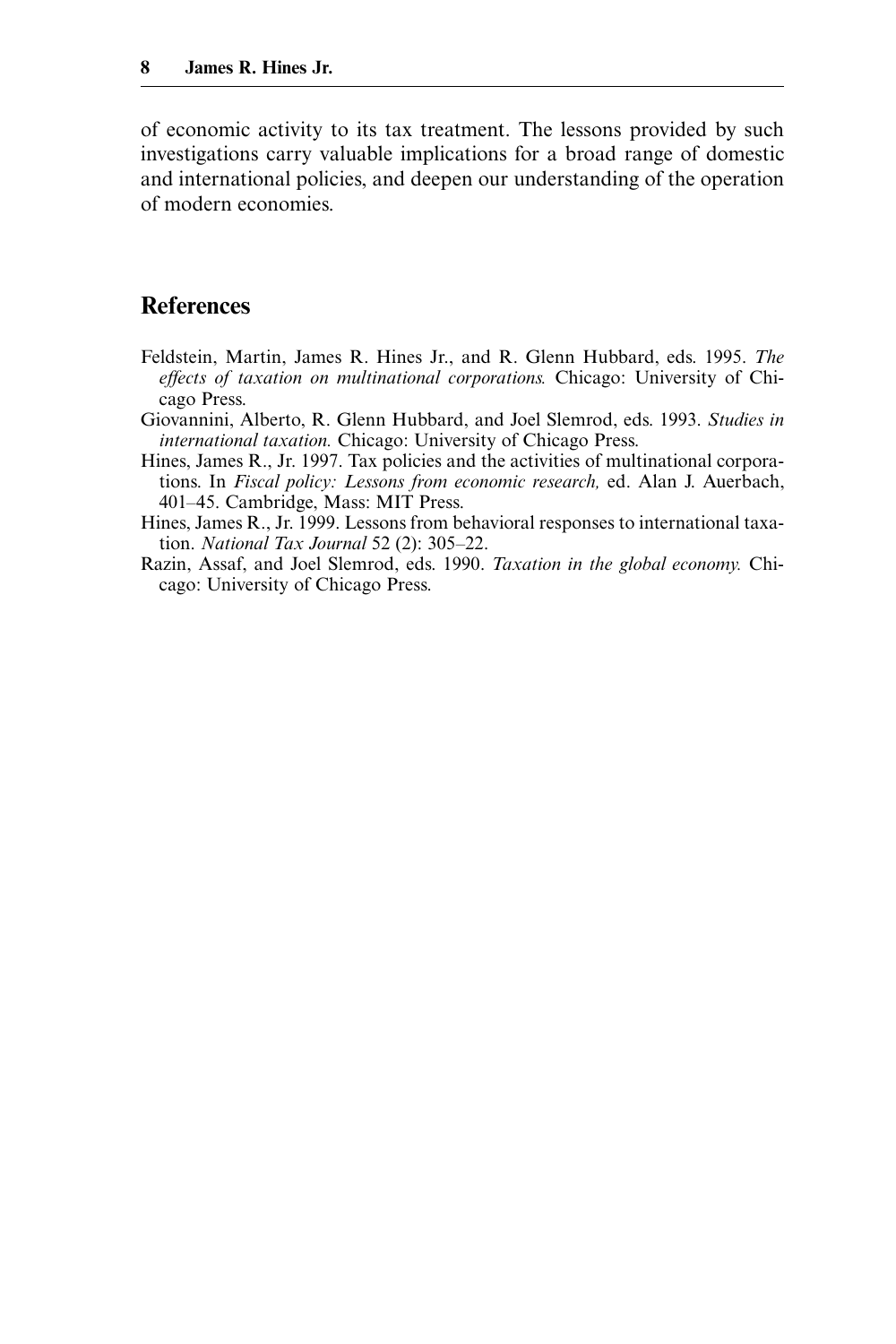of economic activity to its tax treatment. The lessons provided by such investigations carry valuable implications for a broad range of domestic and international policies, and deepen our understanding of the operation of modern economies.

## References

Feldstein, Martin, James R. Hines Jr., and R. Glenn Hubbard, eds. 1995. *The effects of taxation on multinational corporations.* Chicago: University of Chicago Press.

Giovannini, Alberto, R. Glenn Hubbard, and Joel Slemrod, eds. 1993. *Studies in international taxation.* Chicago: University of Chicago Press.

Hines, James R., Jr. 1997. Tax policies and the activities of multinational corporations. In *Fiscal policy: Lessons from economic research,* ed. Alan J. Auerbach, 401–45. Cambridge, Mass: MIT Press.

Hines, James R., Jr. 1999. Lessons from behavioral responses to international taxation. *National Tax Journal* 52 (2): 305–22.

Razin, Assaf, and Joel Slemrod, eds. 1990. *Taxation in the global economy.* Chicago: University of Chicago Press.